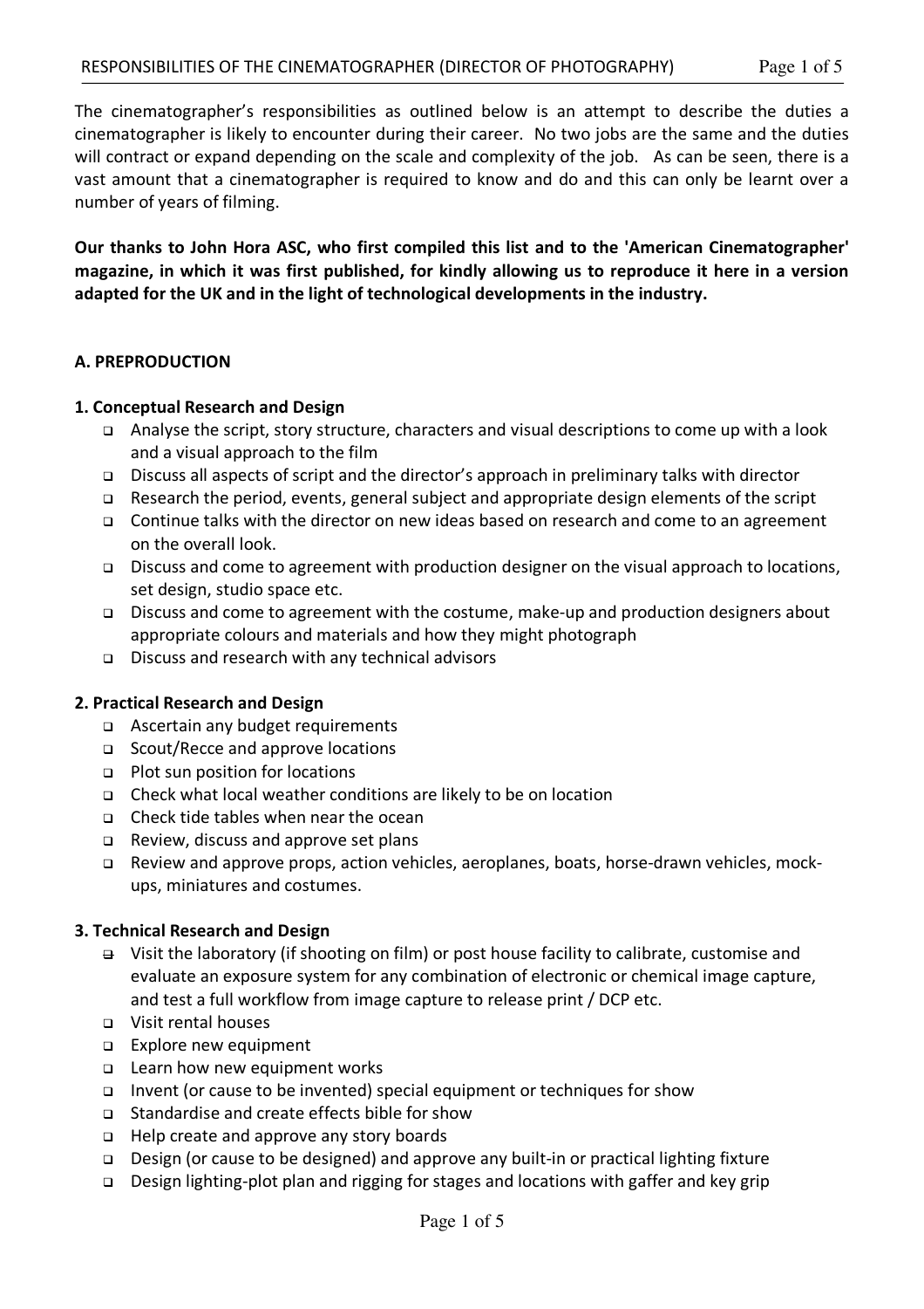The cinematographer's responsibilities as outlined below is an attempt to describe the duties a cinematographer is likely to encounter during their career. No two jobs are the same and the duties will contract or expand depending on the scale and complexity of the job. As can be seen, there is a vast amount that a cinematographer is required to know and do and this can only be learnt over a number of years of filming.

**Our thanks to John Hora ASC, who first compiled this list and to the 'American Cinematographer' magazine, in which it was first published, for kindly allowing us to reproduce it here in a version adapted for the UK and in the light of technological developments in the industry.**

## A. PREPRODUCTION

### 1. Conceptual Research and Design

- Analyse the script, story structure, characters and visual descriptions to come up with a look and a visual approach to the film
- Discuss all aspects of script and the director's approach in preliminary talks with director
- Research the period, events, general subject and appropriate design elements of the script
- Continue talks with the director on new ideas based on research and come to an agreement on the overall look.
- Discuss and come to agreement with production designer on the visual approach to locations, set design, studio space etc.
- Discuss and come to agreement with the costume, make-up and production designers about appropriate colours and materials and how they might photograph
- Discuss and research with any technical advisors

### 2. Practical Research and Design

- Ascertain any budget requirements
- Scout/Recce and approve locations
- Plot sun position for locations
- Check what local weather conditions are likely to be on location
- Check tide tables when near the ocean
- Review, discuss and approve set plans
- Review and approve props, action vehicles, aeroplanes, boats, horse-drawn vehicles, mock-ups, miniatures and costumes.

### 3. Technical Research and Design

- Visit the laboratory (if shooting on film) or post house facility to calibrate, customise and evaluate an exposure system for any combination of electronic or chemical image capture, and test a full workflow from image capture to release print / DCP etc.
- Visit rental houses
- Explore new equipment
- Learn how new equipment works
- Invent (or cause to be invented) special equipment or techniques for show
- Standardise and create effects bible for show
- Help create and approve any story boards
- Design (or cause to be designed) and approve any built-in or practical lighting fixture
- Design lighting-plot plan and rigging for stages and locations with gaffer and key grip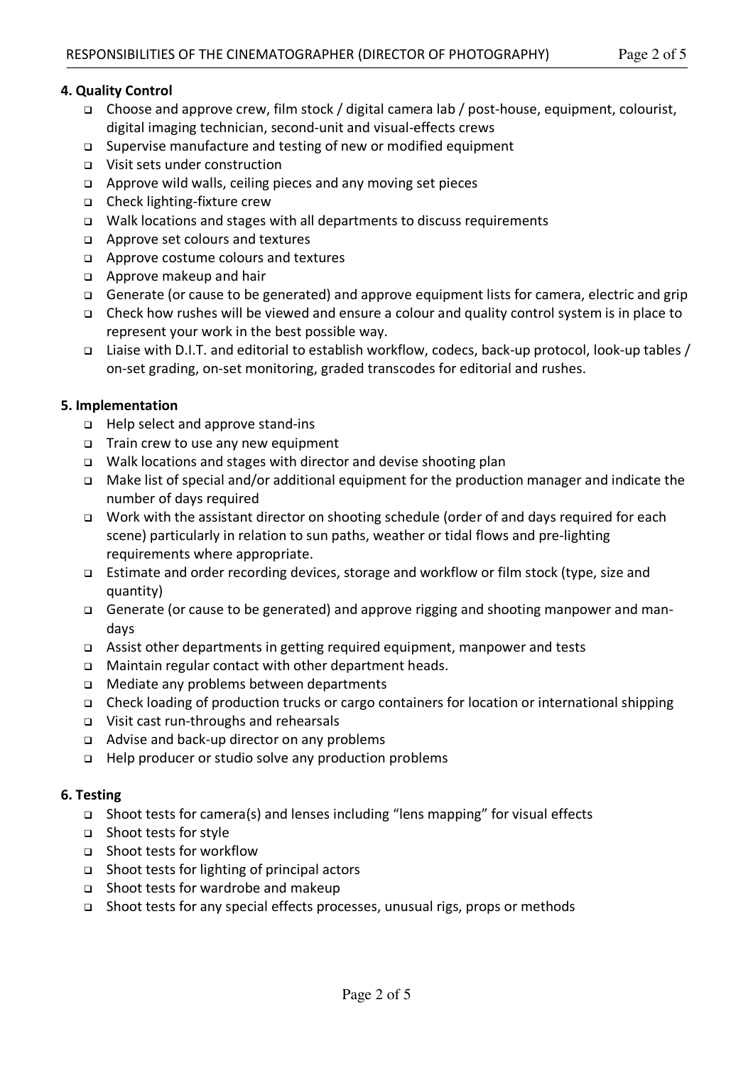### 4. Quality Control

- Choose and approve crew, film stock / digital camera lab / post-house, equipment, colourist, digital imaging technician, second-unit and visual-effects crews
- Supervise manufacture and testing of new or modified equipment
- Visit sets under construction
- Approve wild walls, ceiling pieces and any moving set pieces
- Check lighting-fixture crew
- Walk locations and stages with all departments to discuss requirements
- Approve set colours and textures
- Approve costume colours and textures
- Approve makeup and hair
- Generate (or cause to be generated) and approve equipment lists for camera, electric and grip
- Check how rushes will be viewed and ensure a colour and quality control system is in place to represent your work in the best possible way.
- Liaise with D.I.T. and editorial to establish workflow, codecs, back-up protocol, look-up tables / on-set grading, on-set monitoring, graded transcodes for editorial and rushes.

### 5. Implementation

- Help select and approve stand-ins
- Train crew to use any new equipment
- Walk locations and stages with director and devise shooting plan
- Make list of special and/or additional equipment for the production manager and indicate the number of days required
- Work with the assistant director on shooting schedule (order of and days required for each scene) particularly in relation to sun paths, weather or tidal flows and pre-lighting requirements where appropriate.
- Estimate and order recording devices, storage and workflow or film stock (type, size and quantity)
- Generate (or cause to be generated) and approve rigging and shooting manpower and man-days
- Assist other departments in getting required equipment, manpower and tests
- Maintain regular contact with other department heads.
- Mediate any problems between departments
- Check loading of production trucks or cargo containers for location or international shipping
- Visit cast run-throughs and rehearsals
- Advise and back-up director on any problems
- Help producer or studio solve any production problems

### 6. Testing

- Shoot tests for camera(s) and lenses including "lens mapping" for visual effects
- Shoot tests for style
- Shoot tests for workflow
- Shoot tests for lighting of principal actors
- Shoot tests for wardrobe and makeup
- Shoot tests for any special effects processes, unusual rigs, props or methods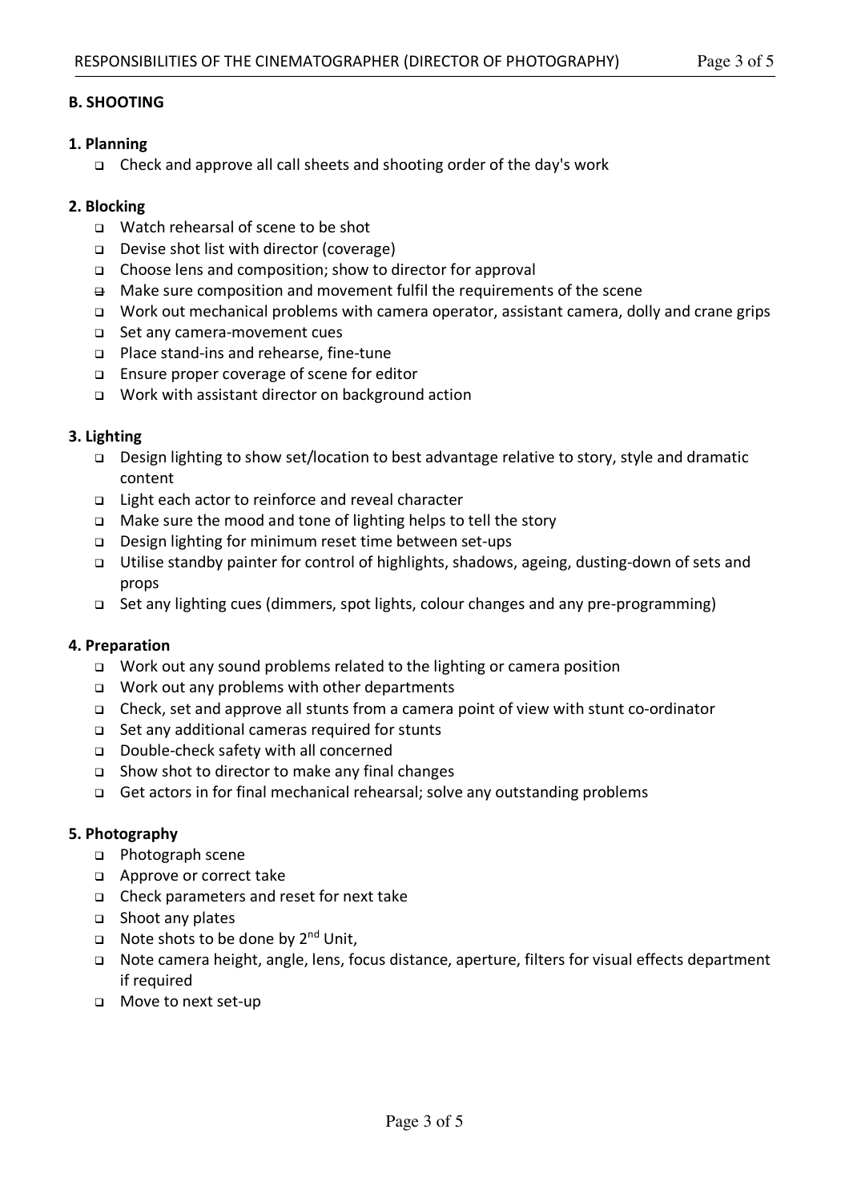## B. SHOOTING

### 1. Planning

- Check and approve all call sheets and shooting order of the day's work

### 2. Blocking

- Watch rehearsal of scene to be shot
- Devise shot list with director (coverage)
- Choose lens and composition; show to director for approval
- Make sure composition and movement fulfil the requirements of the scene
- Work out mechanical problems with camera operator, assistant camera, dolly and crane grips
- Set any camera-movement cues
- Place stand-ins and rehearse, fine-tune
- Ensure proper coverage of scene for editor
- Work with assistant director on background action

### 3. Lighting

- Design lighting to show set/location to best advantage relative to story, style and dramatic content
- Light each actor to reinforce and reveal character
- Make sure the mood and tone of lighting helps to tell the story
- Design lighting for minimum reset time between set-ups
- Utilise standby painter for control of highlights, shadows, ageing, dusting-down of sets and props
- Set any lighting cues (dimmers, spot lights, colour changes and any pre-programming)

### 4. Preparation

- Work out any sound problems related to the lighting or camera position
- Work out any problems with other departments
- Check, set and approve all stunts from a camera point of view with stunt co-ordinator
- Set any additional cameras required for stunts
- Double-check safety with all concerned
- Show shot to director to make any final changes
- Get actors in for final mechanical rehearsal; solve any outstanding problems

### 5. Photography

- Photograph scene
- Approve or correct take
- Check parameters and reset for next take
- Shoot any plates
- Note shots to be done by 2nd Unit,
- Note camera height, angle, lens, focus distance, aperture, filters for visual effects department if required
- Move to next set-up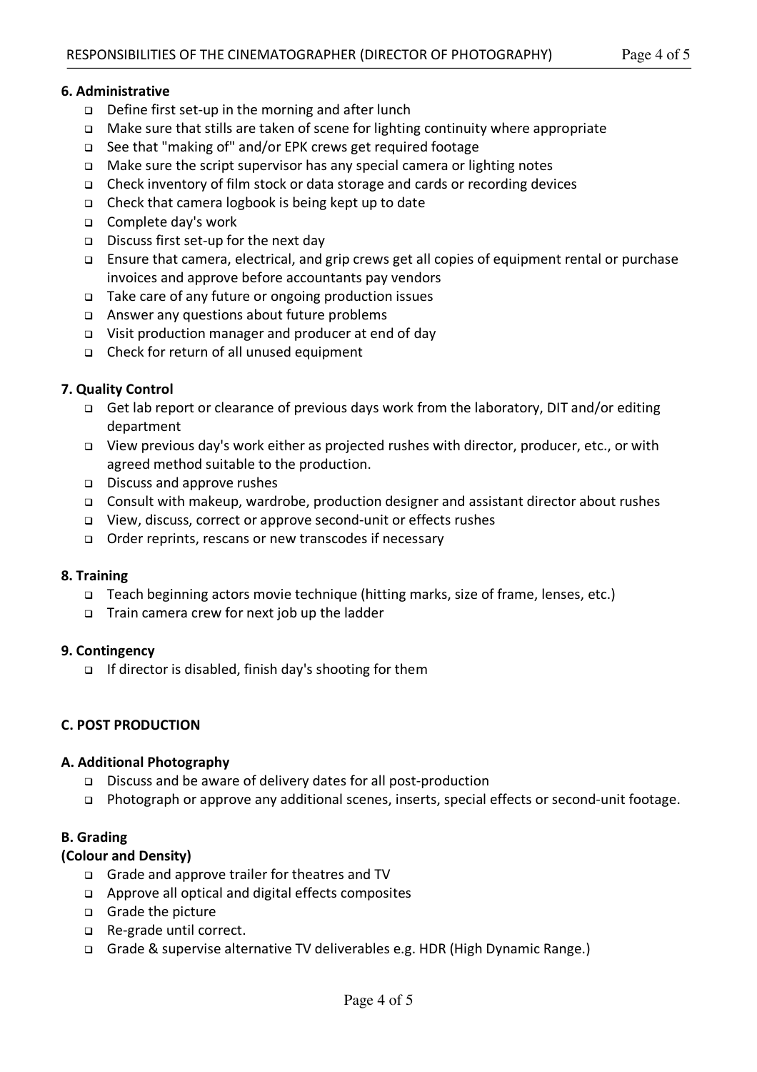#### 6. Administrative

- Define first set-up in the morning and after lunch
- Make sure that stills are taken of scene for lighting continuity where appropriate
- See that "making of" and/or EPK crews get required footage
- Make sure the script supervisor has any special camera or lighting notes
- Check inventory of film stock or data storage and cards or recording devices
- Check that camera logbook is being kept up to date
- Complete day's work
- Discuss first set-up for the next day
- Ensure that camera, electrical, and grip crews get all copies of equipment rental or purchase invoices and approve before accountants pay vendors
- Take care of any future or ongoing production issues
- Answer any questions about future problems
- Visit production manager and producer at end of day
- Check for return of all unused equipment

#### 7. Quality Control

- Get lab report or clearance of previous days work from the laboratory, DIT and/or editing department
- View previous day's work either as projected rushes with director, producer, etc., or with agreed method suitable to the production.
- Discuss and approve rushes
- Consult with makeup, wardrobe, production designer and assistant director about rushes
- View, discuss, correct or approve second-unit or effects rushes
- Order reprints, rescans or new transcodes if necessary

#### 8. Training

- Teach beginning actors movie technique (hitting marks, size of frame, lenses, etc.)
- Train camera crew for next job up the ladder

#### 9. Contingency

- If director is disabled, finish day's shooting for them

### C. POST PRODUCTION

#### A. Additional Photography

- Discuss and be aware of delivery dates for all post-production
- Photograph or approve any additional scenes, inserts, special effects or second-unit footage.

#### B. Grading
#### (Colour and Density)

- Grade and approve trailer for theatres and TV
- Approve all optical and digital effects composites
- Grade the picture
- Re-grade until correct.
- Grade & supervise alternative TV deliverables e.g. HDR (High Dynamic Range.)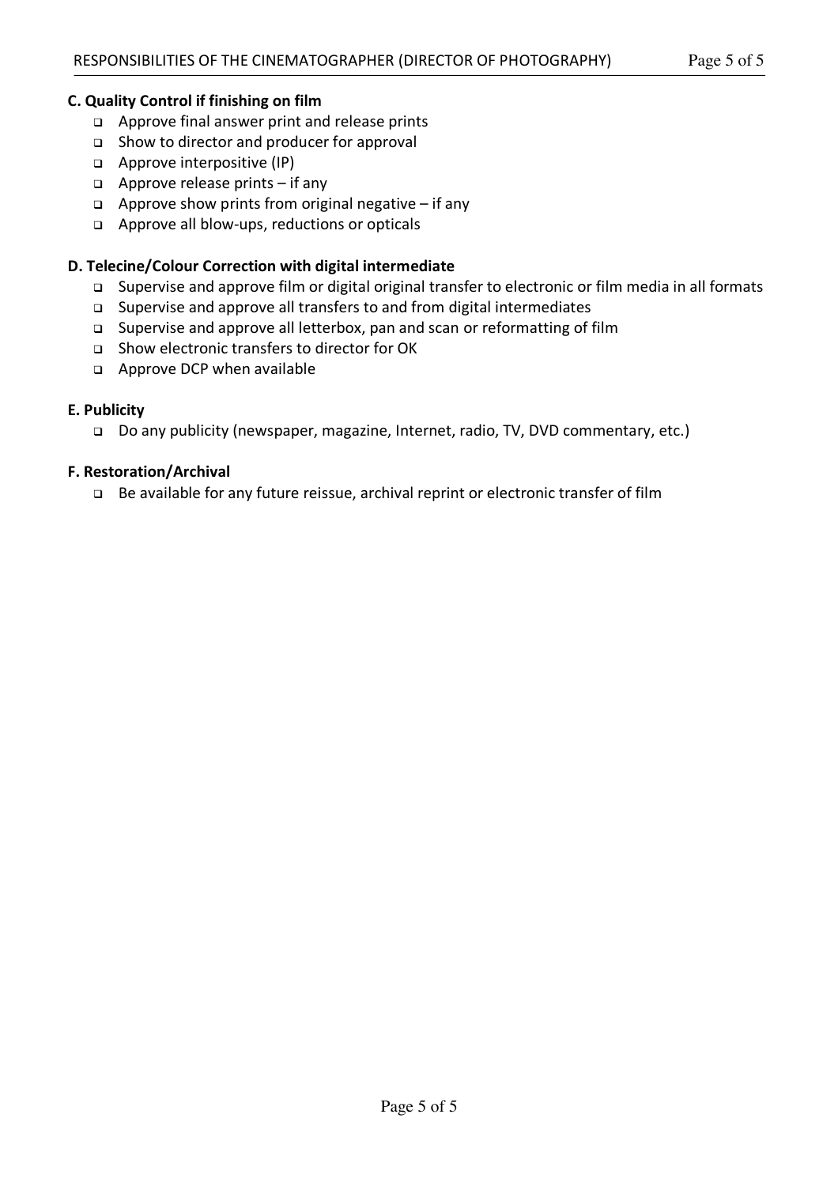**C. Quality Control if finishing on film**

- Approve final answer print and release prints
- Show to director and producer for approval
- Approve interpositive (IP)
- Approve release prints – if any
- Approve show prints from original negative – if any
- Approve all blow-ups, reductions or opticals

**D. Telecine/Colour Correction with digital intermediate**

- Supervise and approve film or digital original transfer to electronic or film media in all formats
- Supervise and approve all transfers to and from digital intermediates
- Supervise and approve all letterbox, pan and scan or reformatting of film
- Show electronic transfers to director for OK
- Approve DCP when available

**E. Publicity**

- Do any publicity (newspaper, magazine, Internet, radio, TV, DVD commentary, etc.)

**F. Restoration/Archival**

- Be available for any future reissue, archival reprint or electronic transfer of film